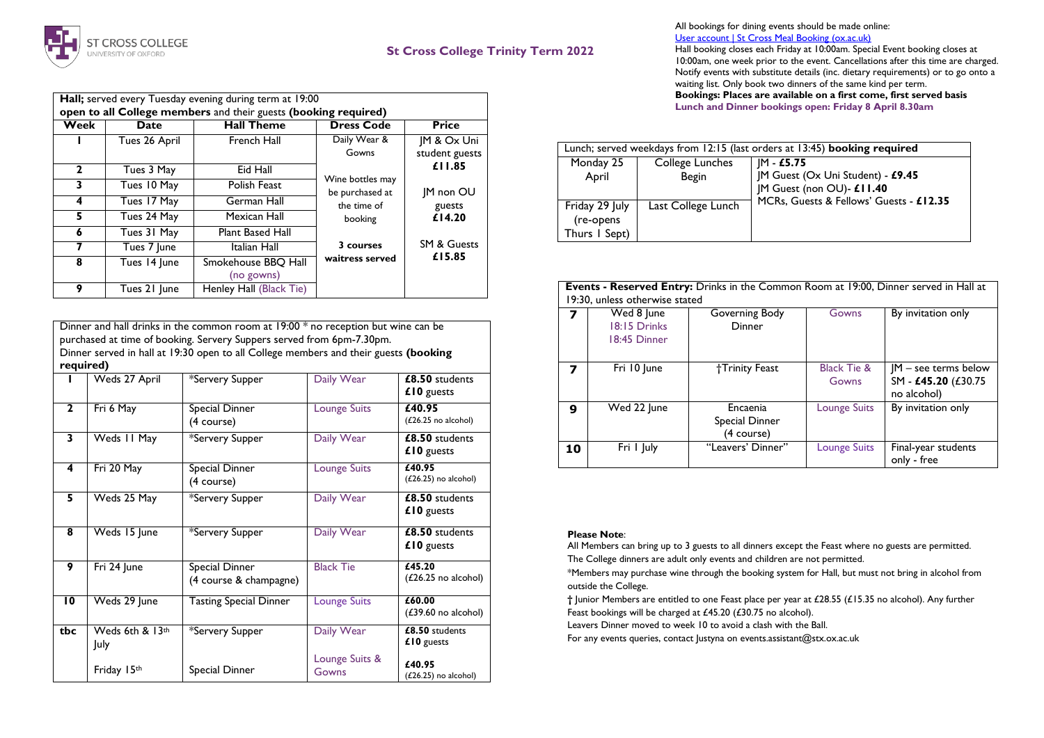ST CROSS COLLEGE
UNIVERSITY OF OXFORD

# St Cross College Trinity Term 2022

| **Hall;** served every Tuesday evening during term at 19:00 **open to all College members** and their guests **(booking required)** | | | | |
|---|---|---|---|---|
| **Week** | **Date** | **Hall Theme** | **Dress Code** | **Price** |
| **1** | Tues 26 April | French Hall | Daily Wear & Gowns | JM & Ox Uni student guests **£11.85** |
| **2** | Tues 3 May | Eid Hall | Wine bottles may be purchased at the time of booking | |
| **3** | Tues 10 May | Polish Feast | | JM non OU guests **£14.20** |
| **4** | Tues 17 May | German Hall | | |
| **5** | Tues 24 May | Mexican Hall | | |
| **6** | Tues 31 May | Plant Based Hall | | |
| **7** | Tues 7 June | Italian Hall | **3 courses waitress served** | SM & Guests **£15.85** |
| **8** | Tues 14 June | Smokehouse BBQ Hall (no gowns) | | |
| **9** | Tues 21 June | Henley Hall (Black Tie) | | |

| Dinner and hall drinks in the common room at 19:00 * no reception but wine can be purchased at time of booking. Servery Suppers served from 6pm-7.30pm. Dinner served in hall at 19:30 open to all College members and their guests **(booking required)** | | | | |
|---|---|---|---|---|
| **1** | Weds 27 April | *Servery Supper | Daily Wear | **£8.50** students **£10** guests |
| **2** | Fri 6 May | Special Dinner (4 course) | Lounge Suits | **£40.95** (£26.25 no alcohol) |
| **3** | Weds 11 May | *Servery Supper | Daily Wear | **£8.50** students **£10** guests |
| **4** | Fri 20 May | Special Dinner (4 course) | Lounge Suits | **£40.95** (£26.25) no alcohol) |
| **5** | Weds 25 May | *Servery Supper | Daily Wear | **£8.50** students **£10** guests |
| **8** | Weds 15 June | *Servery Supper | Daily Wear | **£8.50** students **£10** guests |
| **9** | Fri 24 June | Special Dinner (4 course & champagne) | Black Tie | **£45.20** (£26.25 no alcohol) |
| **10** | Weds 29 June | Tasting Special Dinner | Lounge Suits | **£60.00** (£39.60 no alcohol) |
| **tbc** | Weds 6th & 13th July | *Servery Supper | Daily Wear | **£8.50** students **£10** guests |
| | Friday 15th | Special Dinner | Lounge Suits & Gowns | **£40.95** (£26.25) no alcohol) |

All bookings for dining events should be made online:
User account | St Cross Meal Booking (ox.ac.uk)
Hall booking closes each Friday at 10:00am. Special Event booking closes at 10:00am, one week prior to the event. Cancellations after this time are charged. Notify events with substitute details (inc. dietary requirements) or to go onto a waiting list. Only book two dinners of the same kind per term.
**Bookings: Places are available on a first come, first served basis**
**Lunch and Dinner bookings open: Friday 8 April 8.30am**

| Lunch; served weekdays from 12:15 (last orders at 13:45) **booking required** | | |
|---|---|---|
| Monday 25 April | College Lunches Begin | JM - **£5.75** JM Guest (Ox Uni Student) - **£9.45** JM Guest (non OU)- **£11.40** MCRs, Guests & Fellows' Guests - **£12.35** |
| Friday 29 July (re-opens Thurs 1 Sept) | Last College Lunch | |

| **Events - Reserved Entry:** Drinks in the Common Room at 19:00, Dinner served in Hall at 19:30, unless otherwise stated | | | | |
|---|---|---|---|---|
| **7** | Wed 8 June 18:15 Drinks 18:45 Dinner | Governing Body Dinner | Gowns | By invitation only |
| **7** | Fri 10 June | †Trinity Feast | Black Tie & Gowns | JM – see terms below SM - **£45.20** (£30.75 no alcohol) |
| **9** | Wed 22 June | Encaenia Special Dinner (4 course) | Lounge Suits | By invitation only |
| **10** | Fri 1 July | "Leavers' Dinner" | Lounge Suits | Final-year students only - free |

**Please Note**:
All Members can bring up to 3 guests to all dinners except the Feast where no guests are permitted.
The College dinners are adult only events and children are not permitted.
*Members may purchase wine through the booking system for Hall, but must not bring in alcohol from outside the College.
† Junior Members are entitled to one Feast place per year at £28.55 (£15.35 no alcohol). Any further Feast bookings will be charged at £45.20 (£30.75 no alcohol).
Leavers Dinner moved to week 10 to avoid a clash with the Ball.
For any events queries, contact Justyna on events.assistant@stx.ox.ac.uk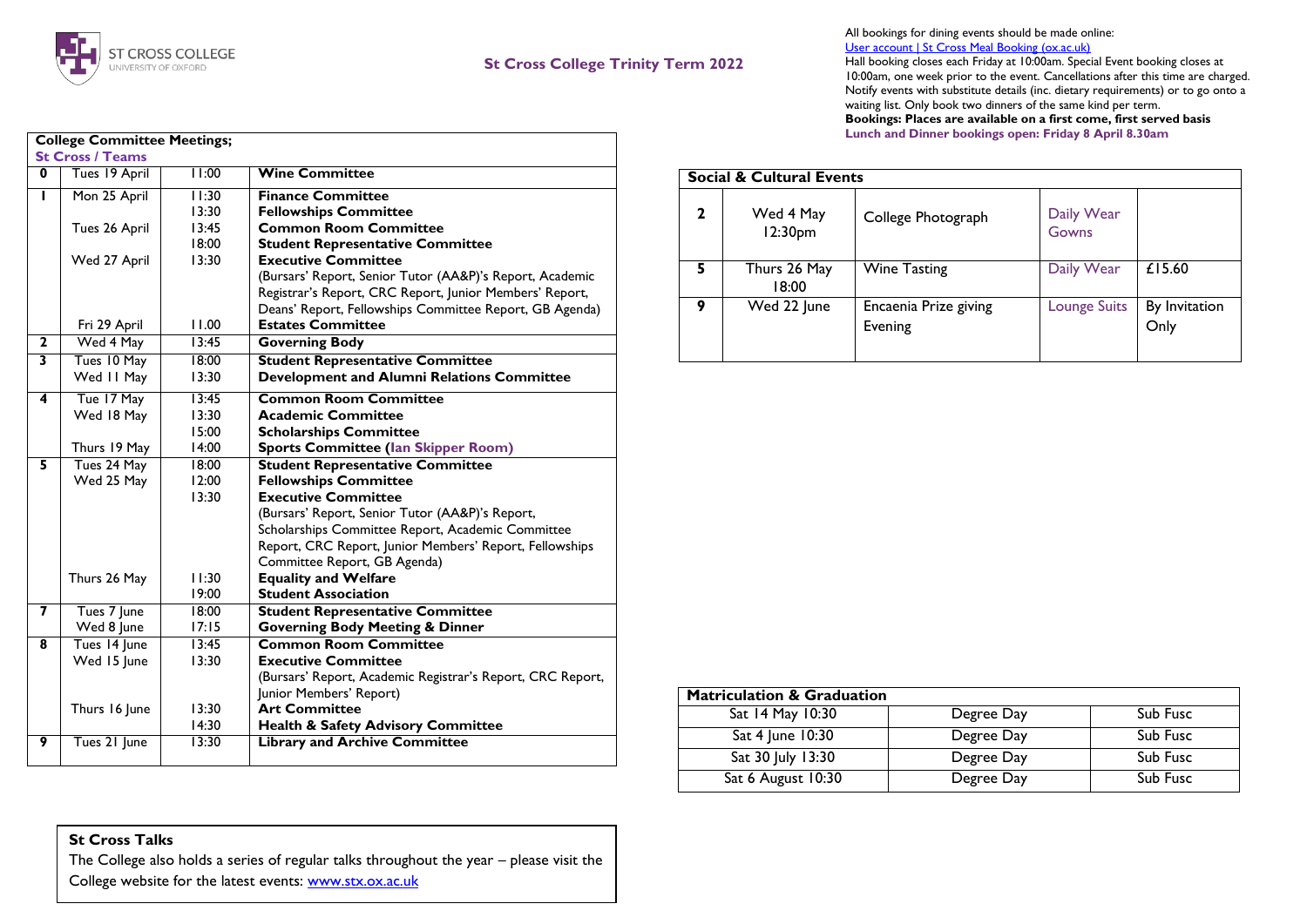# St Cross College Trinity Term 2022

ST CROSS COLLEGE
UNIVERSITY OF OXFORD

All bookings for dining events should be made online:
[User account | St Cross Meal Booking (ox.ac.uk)]
Hall booking closes each Friday at 10:00am. Special Event booking closes at 10:00am, one week prior to the event. Cancellations after this time are charged. Notify events with substitute details (inc. dietary requirements) or to go onto a waiting list. Only book two dinners of the same kind per term.
**Bookings: Places are available on a first come, first served basis**
**Lunch and Dinner bookings open: Friday 8 April 8.30am**

## College Committee Meetings; St Cross / Teams

| | | | |
|---|---|---|---|
| **0** | Tues 19 April | 11:00 | **Wine Committee** |
| **1** | Mon 25 April | 11:30 | **Finance Committee** |
| | | 13:30 | **Fellowships Committee** |
| | Tues 26 April | 13:45 | **Common Room Committee** |
| | | 18:00 | **Student Representative Committee** |
| | Wed 27 April | 13:30 | **Executive Committee** (Bursars' Report, Senior Tutor (AA&P)'s Report, Academic Registrar's Report, CRC Report, Junior Members' Report, Deans' Report, Fellowships Committee Report, GB Agenda) |
| | Fri 29 April | 11.00 | **Estates Committee** |
| **2** | Wed 4 May | 13:45 | **Governing Body** |
| **3** | Tues 10 May | 18:00 | **Student Representative Committee** |
| | Wed 11 May | 13:30 | **Development and Alumni Relations Committee** |
| **4** | Tue 17 May | 13:45 | **Common Room Committee** |
| | Wed 18 May | 13:30 | **Academic Committee** |
| | | 15:00 | **Scholarships Committee** |
| | Thurs 19 May | 14:00 | **Sports Committee (Ian Skipper Room)** |
| **5** | Tues 24 May | 18:00 | **Student Representative Committee** |
| | Wed 25 May | 12:00 | **Fellowships Committee** |
| | | 13:30 | **Executive Committee** (Bursars' Report, Senior Tutor (AA&P)'s Report, Scholarships Committee Report, Academic Committee Report, CRC Report, Junior Members' Report, Fellowships Committee Report, GB Agenda) |
| | Thurs 26 May | 11:30 | **Equality and Welfare** |
| | | 19:00 | **Student Association** |
| **7** | Tues 7 June | 18:00 | **Student Representative Committee** |
| | Wed 8 June | 17:15 | **Governing Body Meeting & Dinner** |
| **8** | Tues 14 June | 13:45 | **Common Room Committee** |
| | Wed 15 June | 13:30 | **Executive Committee** (Bursars' Report, Academic Registrar's Report, CRC Report, Junior Members' Report) |
| | Thurs 16 June | 13:30 | **Art Committee** |
| | | 14:30 | **Health & Safety Advisory Committee** |
| **9** | Tues 21 June | 13:30 | **Library and Archive Committee** |

## Social & Cultural Events

| | | | | |
|---|---|---|---|---|
| **2** | Wed 4 May 12:30pm | College Photograph | Daily Wear Gowns | |
| **5** | Thurs 26 May 18:00 | Wine Tasting | Daily Wear | £15.60 |
| **9** | Wed 22 June | Encaenia Prize giving Evening | Lounge Suits | By Invitation Only |

## Matriculation & Graduation

| | | |
|---|---|---|
| Sat 14 May 10:30 | Degree Day | Sub Fusc |
| Sat 4 June 10:30 | Degree Day | Sub Fusc |
| Sat 30 July 13:30 | Degree Day | Sub Fusc |
| Sat 6 August 10:30 | Degree Day | Sub Fusc |

## St Cross Talks

The College also holds a series of regular talks throughout the year – please visit the College website for the latest events: www.stx.ox.ac.uk